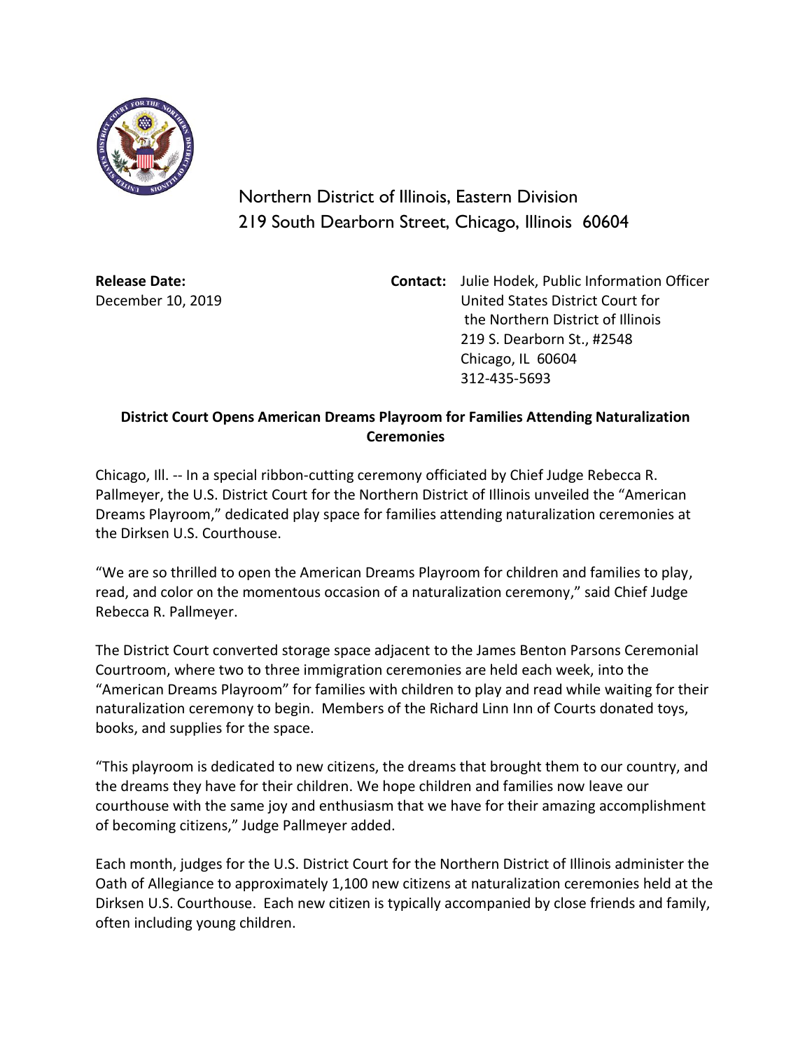Northern District of Illinois, Eastern Division
219 South Dearborn Street, Chicago, Illinois 60604

**Release Date:**
December 10, 2019

**Contact:** Julie Hodek, Public Information Officer
United States District Court for
the Northern District of Illinois
219 S. Dearborn St., #2548
Chicago, IL 60604
312-435-5693

**District Court Opens American Dreams Playroom for Families Attending Naturalization Ceremonies**

Chicago, Ill. -- In a special ribbon-cutting ceremony officiated by Chief Judge Rebecca R. Pallmeyer, the U.S. District Court for the Northern District of Illinois unveiled the "American Dreams Playroom," dedicated play space for families attending naturalization ceremonies at the Dirksen U.S. Courthouse.

"We are so thrilled to open the American Dreams Playroom for children and families to play, read, and color on the momentous occasion of a naturalization ceremony," said Chief Judge Rebecca R. Pallmeyer.

The District Court converted storage space adjacent to the James Benton Parsons Ceremonial Courtroom, where two to three immigration ceremonies are held each week, into the "American Dreams Playroom" for families with children to play and read while waiting for their naturalization ceremony to begin. Members of the Richard Linn Inn of Courts donated toys, books, and supplies for the space.

"This playroom is dedicated to new citizens, the dreams that brought them to our country, and the dreams they have for their children. We hope children and families now leave our courthouse with the same joy and enthusiasm that we have for their amazing accomplishment of becoming citizens," Judge Pallmeyer added.

Each month, judges for the U.S. District Court for the Northern District of Illinois administer the Oath of Allegiance to approximately 1,100 new citizens at naturalization ceremonies held at the Dirksen U.S. Courthouse. Each new citizen is typically accompanied by close friends and family, often including young children.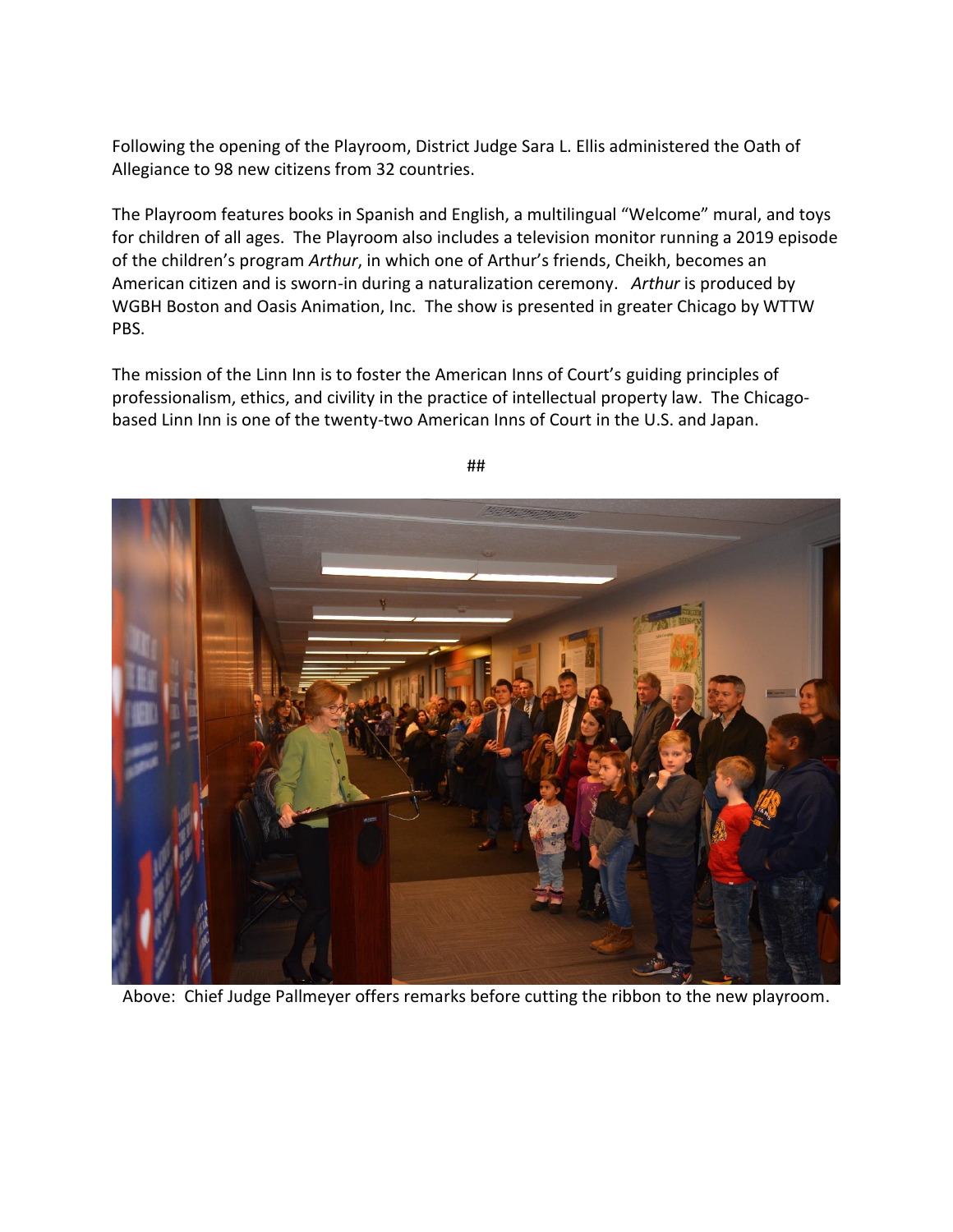Following the opening of the Playroom, District Judge Sara L. Ellis administered the Oath of Allegiance to 98 new citizens from 32 countries.

The Playroom features books in Spanish and English, a multilingual "Welcome" mural, and toys for children of all ages. The Playroom also includes a television monitor running a 2019 episode of the children's program *Arthur*, in which one of Arthur's friends, Cheikh, becomes an American citizen and is sworn-in during a naturalization ceremony. *Arthur* is produced by WGBH Boston and Oasis Animation, Inc. The show is presented in greater Chicago by WTTW PBS.

The mission of the Linn Inn is to foster the American Inns of Court's guiding principles of professionalism, ethics, and civility in the practice of intellectual property law. The Chicago-based Linn Inn is one of the twenty-two American Inns of Court in the U.S. and Japan.

##

Above: Chief Judge Pallmeyer offers remarks before cutting the ribbon to the new playroom.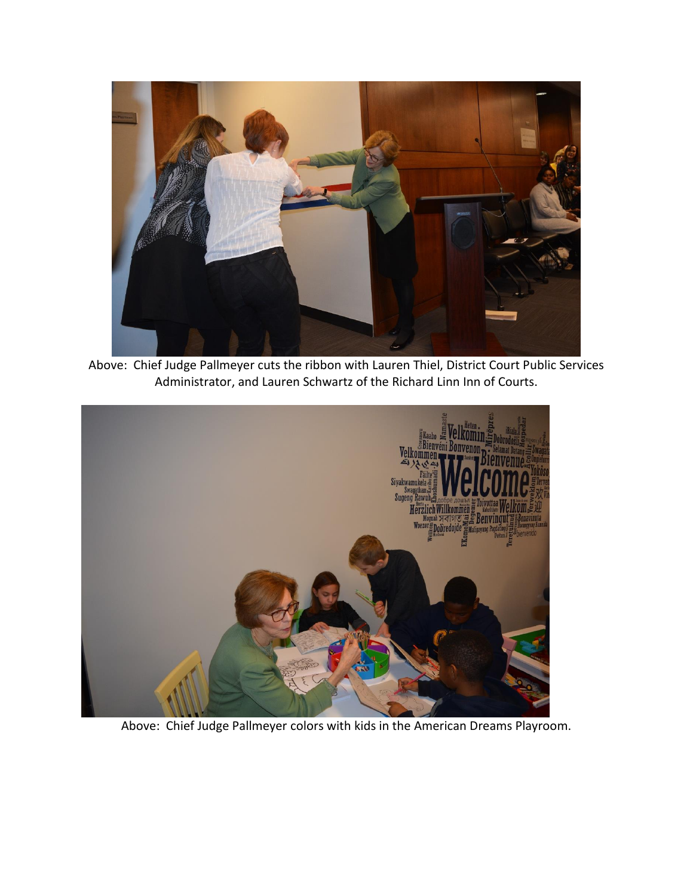Above: Chief Judge Pallmeyer cuts the ribbon with Lauren Thiel, District Court Public Services Administrator, and Lauren Schwartz of the Richard Linn Inn of Courts.

Above: Chief Judge Pallmeyer colors with kids in the American Dreams Playroom.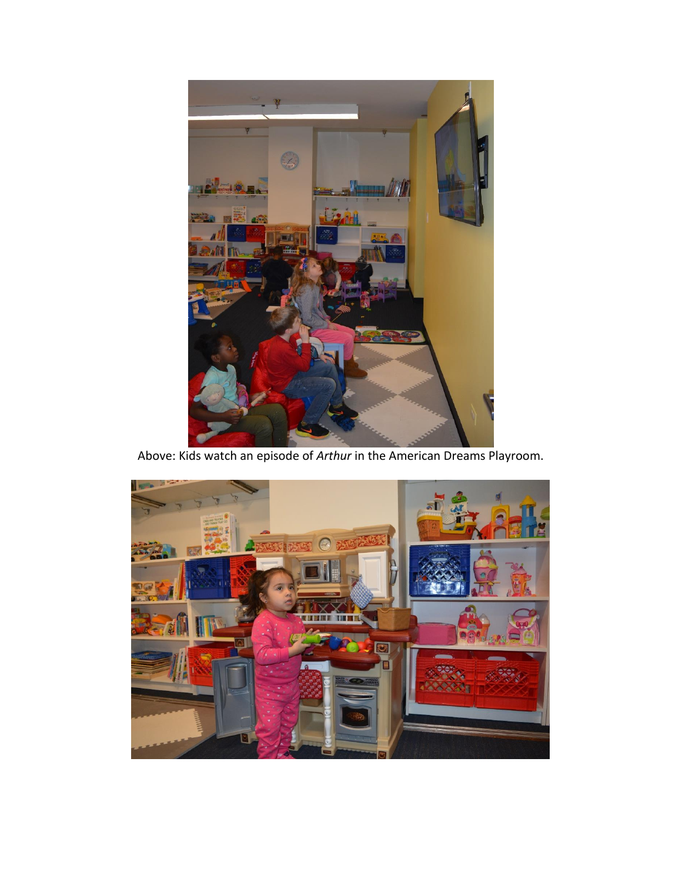Above: Kids watch an episode of *Arthur* in the American Dreams Playroom.